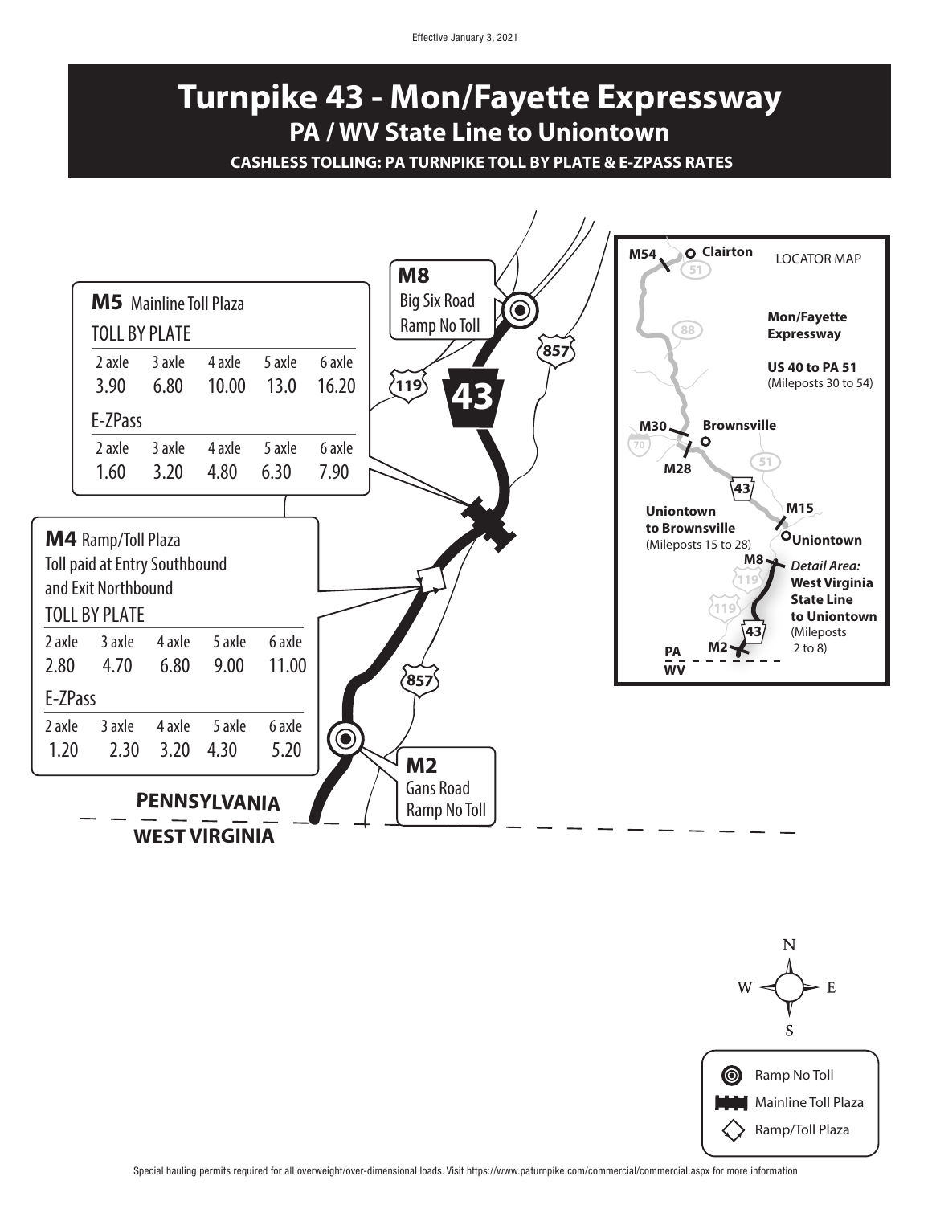Effective January 3, 2021

# Turnpike 43 - Mon/Fayette Expressway

## PA / WV State Line to Uniontown

**CASHLESS TOLLING: PA TURNPIKE TOLL BY PLATE & E-ZPASS RATES**

### M8

Big Six Road
Ramp No Toll

### M5 Mainline Toll Plaza

TOLL BY PLATE

| 2 axle | 3 axle | 4 axle | 5 axle | 6 axle |
|---|---|---|---|---|
| 3.90 | 6.80 | 10.00 | 13.0 | 16.20 |

E-ZPass

| 2 axle | 3 axle | 4 axle | 5 axle | 6 axle |
|---|---|---|---|---|
| 1.60 | 3.20 | 4.80 | 6.30 | 7.90 |

### M4 Ramp/Toll Plaza

Toll paid at Entry Southbound and Exit Northbound

TOLL BY PLATE

| 2 axle | 3 axle | 4 axle | 5 axle | 6 axle |
|---|---|---|---|---|
| 2.80 | 4.70 | 6.80 | 9.00 | 11.00 |

E-ZPass

| 2 axle | 3 axle | 4 axle | 5 axle | 6 axle |
|---|---|---|---|---|
| 1.20 | 2.30 | 3.20 | 4.30 | 5.20 |

### M2

Gans Road
Ramp No Toll

PENNSYLVANIA
WEST VIRGINIA

LOCATOR MAP

M54 Clairton

**Mon/Fayette Expressway**

**US 40 to PA 51** (Mileposts 30 to 54)

M30 Brownsville M28

**Uniontown to Brownsville** (Mileposts 15 to 28)

M15 Uniontown

M8 *Detail Area:* **West Virginia State Line to Uniontown** (Mileposts 2 to 8)

M2

PA / WV

Ramp No Toll
Mainline Toll Plaza
Ramp/Toll Plaza

Special hauling permits required for all overweight/over-dimensional loads. Visit https://www.paturnpike.com/commercial/commercial.aspx for more information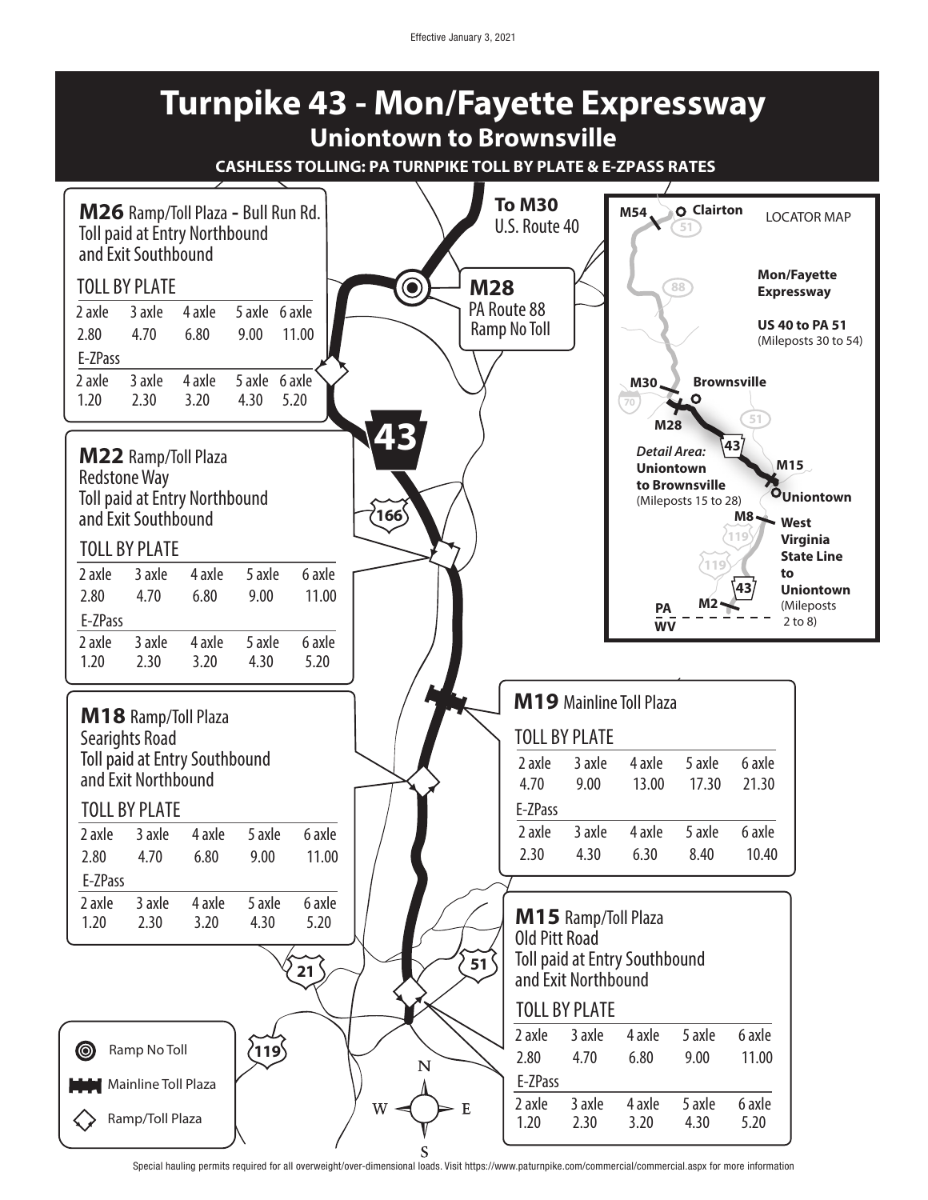Effective January 3, 2021

# Turnpike 43 - Mon/Fayette Expressway

## Uniontown to Brownsville

**CASHLESS TOLLING: PA TURNPIKE TOLL BY PLATE & E-ZPASS RATES**

### M26 Ramp/Toll Plaza - Bull Run Rd.

Toll paid at Entry Northbound and Exit Southbound

| | 2 axle | 3 axle | 4 axle | 5 axle | 6 axle |
|---|---|---|---|---|---|
| TOLL BY PLATE | 2.80 | 4.70 | 6.80 | 9.00 | 11.00 |
| E-ZPass | 1.20 | 2.30 | 3.20 | 4.30 | 5.20 |

**To M30**
U.S. Route 40

### M28

PA Route 88
Ramp No Toll

### M22 Ramp/Toll Plaza

Redstone Way
Toll paid at Entry Northbound and Exit Southbound

| | 2 axle | 3 axle | 4 axle | 5 axle | 6 axle |
|---|---|---|---|---|---|
| TOLL BY PLATE | 2.80 | 4.70 | 6.80 | 9.00 | 11.00 |
| E-ZPass | 1.20 | 2.30 | 3.20 | 4.30 | 5.20 |

### M19 Mainline Toll Plaza

| | 2 axle | 3 axle | 4 axle | 5 axle | 6 axle |
|---|---|---|---|---|---|
| TOLL BY PLATE | 4.70 | 9.00 | 13.00 | 17.30 | 21.30 |
| E-ZPass | 2.30 | 4.30 | 6.30 | 8.40 | 10.40 |

### M18 Ramp/Toll Plaza

Searights Road
Toll paid at Entry Southbound and Exit Northbound

| | 2 axle | 3 axle | 4 axle | 5 axle | 6 axle |
|---|---|---|---|---|---|
| TOLL BY PLATE | 2.80 | 4.70 | 6.80 | 9.00 | 11.00 |
| E-ZPass | 1.20 | 2.30 | 3.20 | 4.30 | 5.20 |

### M15 Ramp/Toll Plaza

Old Pitt Road
Toll paid at Entry Southbound and Exit Northbound

| | 2 axle | 3 axle | 4 axle | 5 axle | 6 axle |
|---|---|---|---|---|---|
| TOLL BY PLATE | 2.80 | 4.70 | 6.80 | 9.00 | 11.00 |
| E-ZPass | 1.20 | 2.30 | 3.20 | 4.30 | 5.20 |

**LOCATOR MAP**

M54 — Clairton

**Mon/Fayette Expressway**

**US 40 to PA 51** (Mileposts 30 to 54)

M30 — Brownsville — M28

*Detail Area:* **Uniontown to Brownsville** (Mileposts 15 to 28)

M15 — Uniontown

M8 — M2 — **West Virginia State Line to Uniontown** (Mileposts 2 to 8)

PA / WV

**Legend:**
- Ramp No Toll
- Mainline Toll Plaza
- Ramp/Toll Plaza

Special hauling permits required for all overweight/over-dimensional loads. Visit https://www.paturnpike.com/commercial/commercial.aspx for more information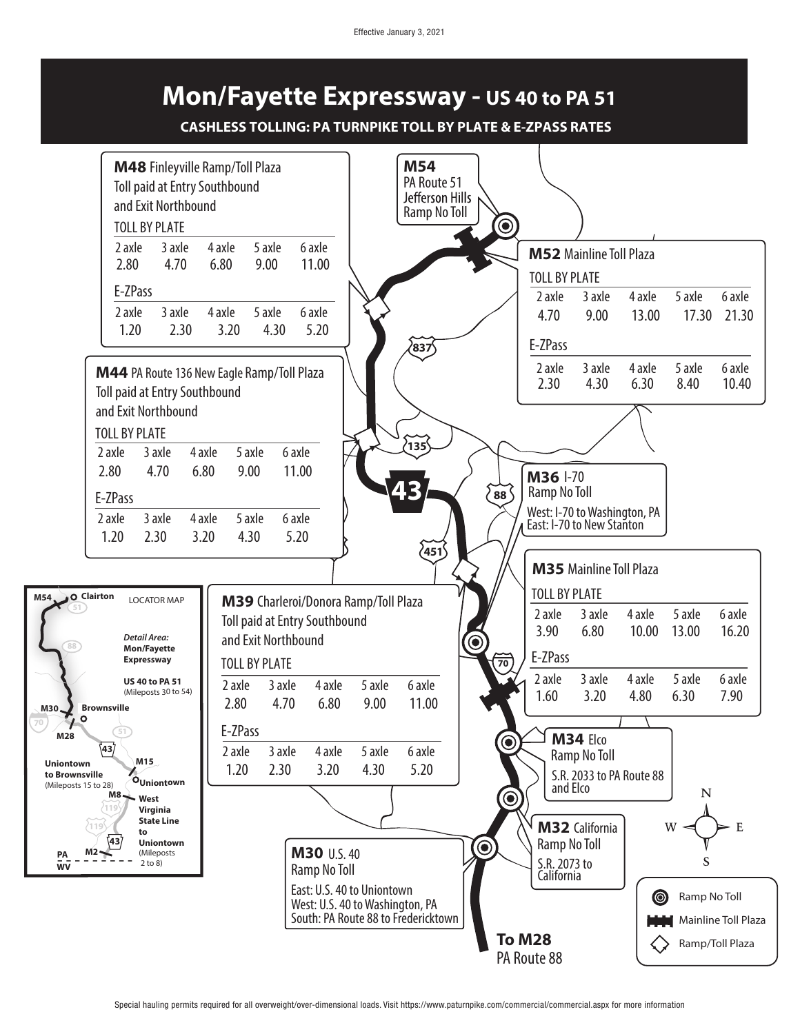Effective January 3, 2021

# Mon/Fayette Expressway - US 40 to PA 51

**CASHLESS TOLLING: PA TURNPIKE TOLL BY PLATE & E-ZPASS RATES**

**M48** Finleyville Ramp/Toll Plaza
Toll paid at Entry Southbound and Exit Northbound

| | 2 axle | 3 axle | 4 axle | 5 axle | 6 axle |
|---|---|---|---|---|---|
| TOLL BY PLATE | 2.80 | 4.70 | 6.80 | 9.00 | 11.00 |
| E-ZPass | 1.20 | 2.30 | 3.20 | 4.30 | 5.20 |

**M54**
PA Route 51
Jefferson Hills
Ramp No Toll

**M52** Mainline Toll Plaza

| | 2 axle | 3 axle | 4 axle | 5 axle | 6 axle |
|---|---|---|---|---|---|
| TOLL BY PLATE | 4.70 | 9.00 | 13.00 | 17.30 | 21.30 |
| E-ZPass | 2.30 | 4.30 | 6.30 | 8.40 | 10.40 |

**M44** PA Route 136 New Eagle Ramp/Toll Plaza
Toll paid at Entry Southbound and Exit Northbound

| | 2 axle | 3 axle | 4 axle | 5 axle | 6 axle |
|---|---|---|---|---|---|
| TOLL BY PLATE | 2.80 | 4.70 | 6.80 | 9.00 | 11.00 |
| E-ZPass | 1.20 | 2.30 | 3.20 | 4.30 | 5.20 |

**M36** I-70
Ramp No Toll
West: I-70 to Washington, PA
East: I-70 to New Stanton

**M35** Mainline Toll Plaza

| | 2 axle | 3 axle | 4 axle | 5 axle | 6 axle |
|---|---|---|---|---|---|
| TOLL BY PLATE | 3.90 | 6.80 | 10.00 | 13.00 | 16.20 |
| E-ZPass | 1.60 | 3.20 | 4.80 | 6.30 | 7.90 |

**M39** Charleroi/Donora Ramp/Toll Plaza
Toll paid at Entry Southbound and Exit Northbound

| | 2 axle | 3 axle | 4 axle | 5 axle | 6 axle |
|---|---|---|---|---|---|
| TOLL BY PLATE | 2.80 | 4.70 | 6.80 | 9.00 | 11.00 |
| E-ZPass | 1.20 | 2.30 | 3.20 | 4.30 | 5.20 |

**M34** Elco
Ramp No Toll
S.R. 2033 to PA Route 88 and Elco

**M32** California
Ramp No Toll
S.R. 2073 to California

**M30** U.S. 40
Ramp No Toll
East: U.S. 40 to Uniontown
West: U.S. 40 to Washington, PA
South: PA Route 88 to Fredericktown

**To M28**
PA Route 88

LOCATOR MAP

*Detail Area:* **Mon/Fayette Expressway**

**US 40 to PA 51** (Mileposts 30 to 54)

**Uniontown to Brownsville** (Mileposts 15 to 28)

**West Virginia State Line to Uniontown** (Mileposts 2 to 8)

M54 Clairton, M30 Brownsville, M28, M15 Uniontown, M8, M2, PA, WV

Ramp No Toll
Mainline Toll Plaza
Ramp/Toll Plaza

Special hauling permits required for all overweight/over-dimensional loads. Visit https://www.paturnpike.com/commercial/commercial.aspx for more information